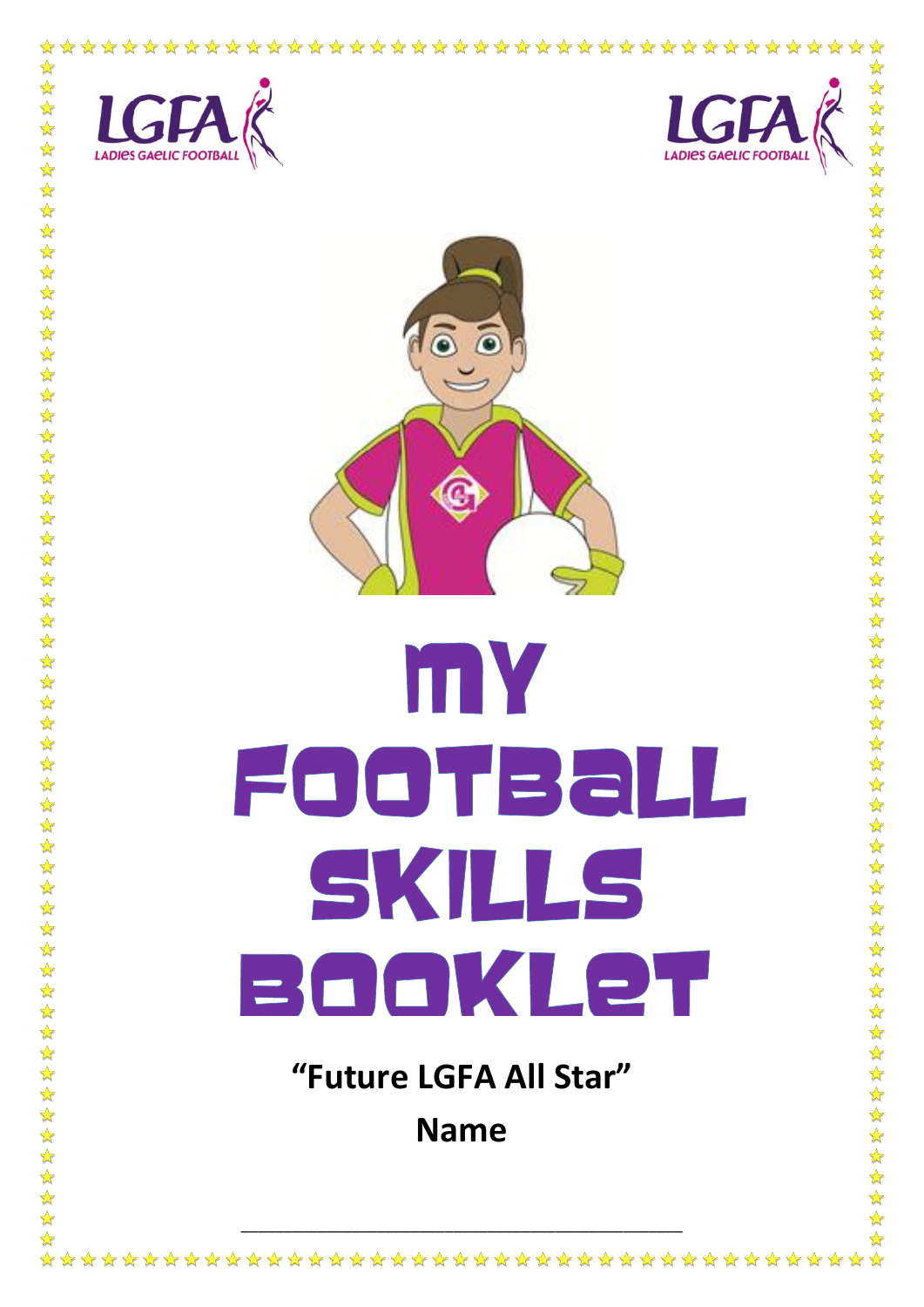# MY FOOTBALL SKILLS BOOKLET

**"Future LGFA All Star"**

**Name**

___________________________________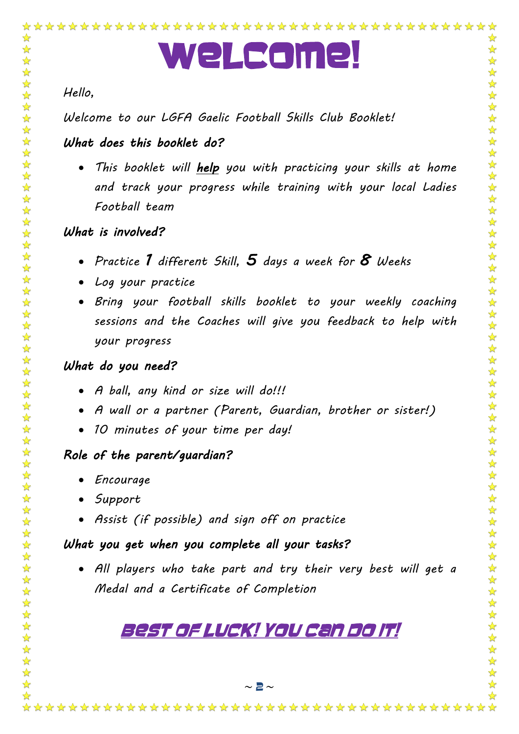# Welcome!

*Hello,*

*Welcome to our LGFA Gaelic Football Skills Club Booklet!*

***What does this booklet do?***

- *This booklet will **help** you with practicing your skills at home and track your progress while training with your local Ladies Football team*

***What is involved?***

- *Practice **1** different Skill, **5** days a week for **8** Weeks*
- *Log your practice*
- *Bring your football skills booklet to your weekly coaching sessions and the Coaches will give you feedback to help with your progress*

***What do you need?***

- *A ball, any kind or size will do!!!*
- *A wall or a partner (Parent, Guardian, brother or sister!)*
- *10 minutes of your time per day!*

***Role of the parent/guardian?***

- *Encourage*
- *Support*
- *Assist (if possible) and sign off on practice*

***What you get when you complete all your tasks?***

- *All players who take part and try their very best will get a Medal and a Certificate of Completion*

## Best of Luck! You Can Do It!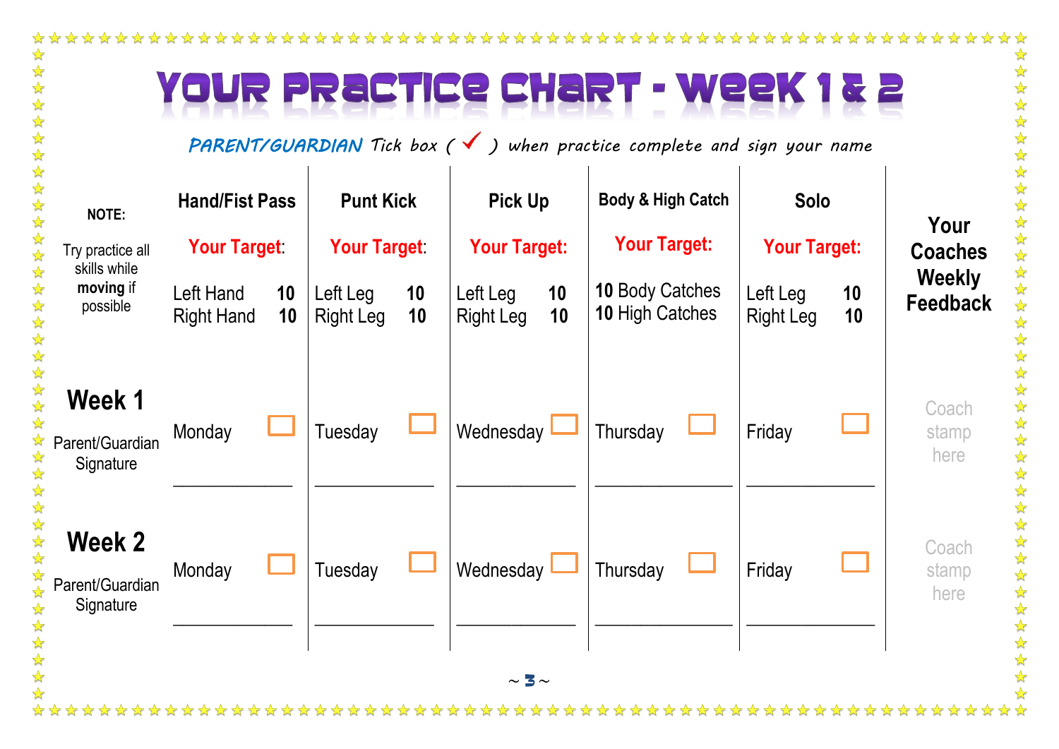# YOUR PRACTICE CHART - WEEK 1 & 2

*PARENT/GUARDIAN Tick box ( ✓ ) when practice complete and sign your name*

| NOTE: Try practice all skills while **moving** if possible | Hand/Fist Pass | Punt Kick | Pick Up | Body & High Catch | Solo | Your Coaches Weekly Feedback |
|---|---|---|---|---|---|---|
| | **Your Target:** Left Hand 10, Right Hand 10 | **Your Target:** Left Leg 10, Right Leg 10 | **Your Target:** Left Leg 10, Right Leg 10 | **Your Target:** 10 Body Catches, 10 High Catches | **Your Target:** Left Leg 10, Right Leg 10 | |
| **Week 1** Parent/Guardian Signature | Monday ☐ ________ | Tuesday ☐ ________ | Wednesday ☐ ________ | Thursday ☐ ________ | Friday ☐ ________ | Coach stamp here |
| **Week 2** Parent/Guardian Signature | Monday ☐ ________ | Tuesday ☐ ________ | Wednesday ☐ ________ | Thursday ☐ ________ | Friday ☐ ________ | Coach stamp here |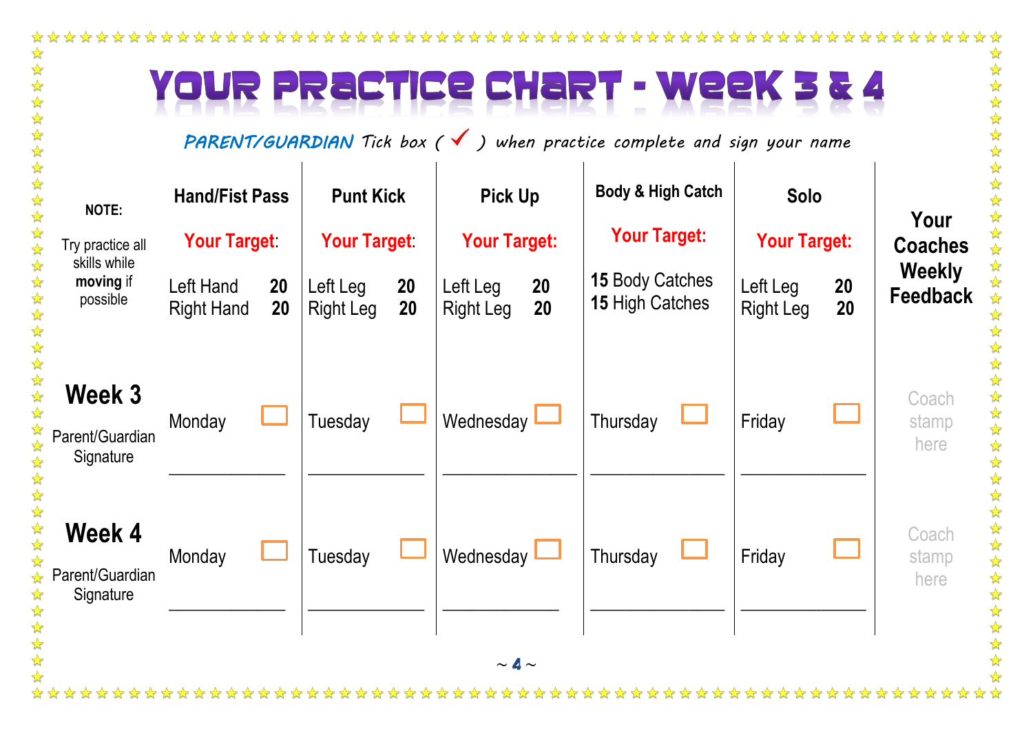# YOUR PRACTICE CHART - WEEK 3 & 4

*PARENT/GUARDIAN Tick box ( ✓ ) when practice complete and sign your name*

| NOTE: Try practice all skills while **moving** if possible | Hand/Fist Pass | Punt Kick | Pick Up | Body & High Catch | Solo | Your Coaches Weekly Feedback |
|---|---|---|---|---|---|---|
| | **Your Target**: Left Hand **20** Right Hand **20** | **Your Target**: Left Leg **20** Right Leg **20** | **Your Target:** Left Leg **20** Right Leg **20** | **Your Target:** 15 Body Catches 15 High Catches | **Your Target:** Left Leg **20** Right Leg **20** | |
| **Week 3** Parent/Guardian Signature | Monday ☐ ____________ | Tuesday ☐ ____________ | Wednesday ☐ ____________ | Thursday ☐ ____________ | Friday ☐ ____________ | Coach stamp here |
| **Week 4** Parent/Guardian Signature | Monday ☐ ____________ | Tuesday ☐ ____________ | Wednesday ☐ ____________ | Thursday ☐ ____________ | Friday ☐ ____________ | Coach stamp here |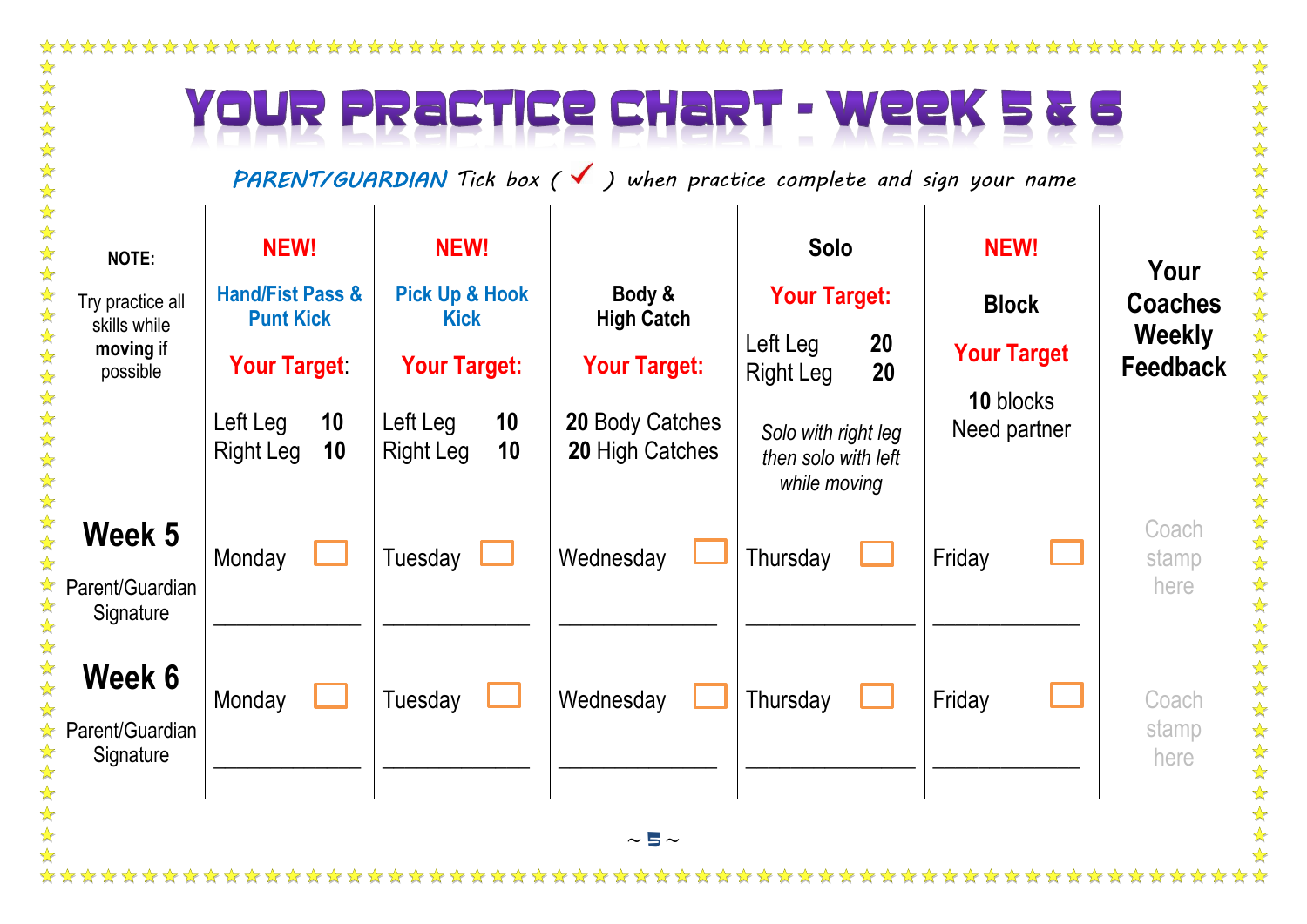# YOUR PRACTICE CHART - WEEK 5 & 6

*PARENT/GUARDIAN Tick box ( ✓ ) when practice complete and sign your name*

| **NOTE:** Try practice all skills while **moving** if possible | NEW! **Hand/Fist Pass & Punt Kick** **Your Target:** Left Leg **10** Right Leg **10** | NEW! **Pick Up & Hook Kick** **Your Target:** Left Leg **10** Right Leg **10** | **Body & High Catch** **Your Target:** **20** Body Catches **20** High Catches | **Solo** **Your Target:** Left Leg **20** Right Leg **20** *Solo with right leg then solo with left while moving* | NEW! **Block** **Your Target** **10** blocks Need partner | **Your Coaches Weekly Feedback** |
|---|---|---|---|---|---|---|
| **Week 5** Parent/Guardian Signature | Monday ☐ ________ | Tuesday ☐ ________ | Wednesday ☐ ________ | Thursday ☐ ________ | Friday ☐ ________ | Coach stamp here |
| **Week 6** Parent/Guardian Signature | Monday ☐ ________ | Tuesday ☐ ________ | Wednesday ☐ ________ | Thursday ☐ ________ | Friday ☐ ________ | Coach stamp here |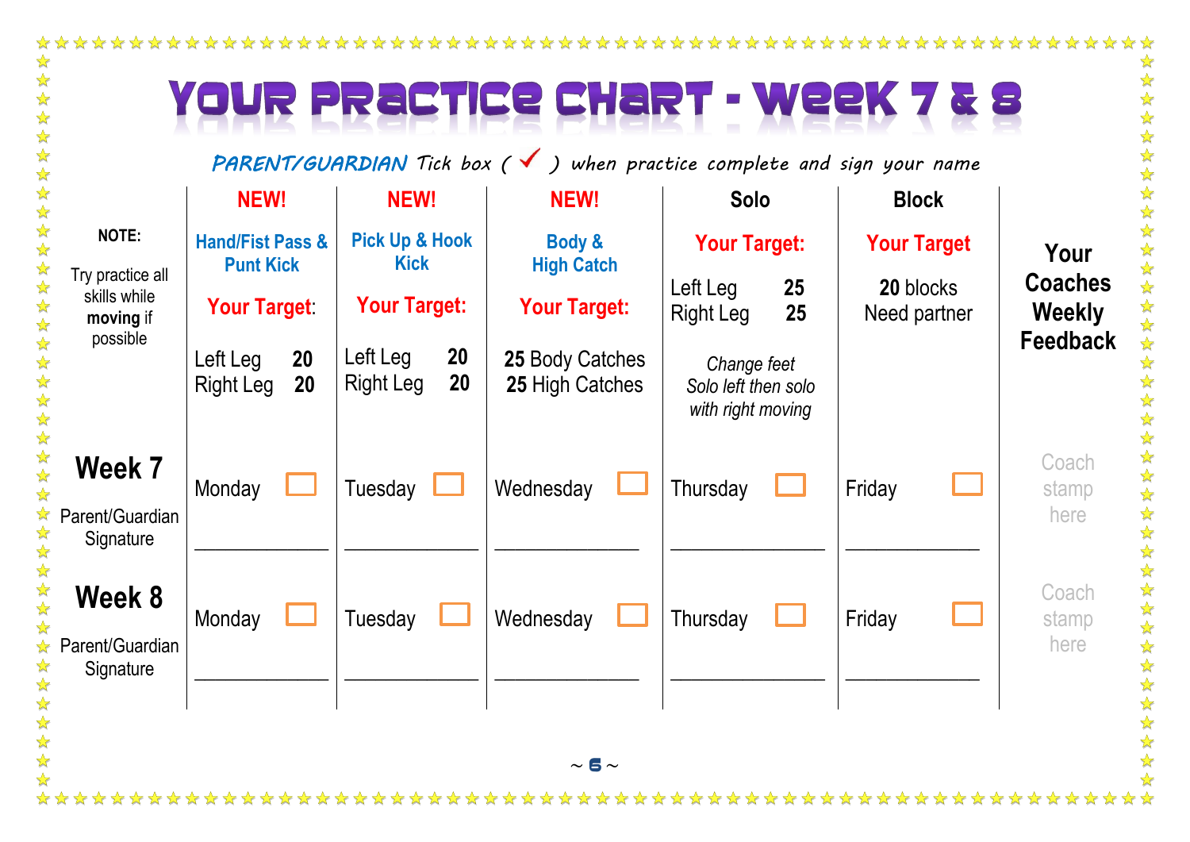# YOUR PRACTICE CHART - WEEK 7 & 8

*PARENT/GUARDIAN Tick box ( ✓ ) when practice complete and sign your name*

| **NOTE:** Try practice all skills while **moving** if possible | **NEW!** Hand/Fist Pass & Punt Kick **Your Target:** Left Leg **20** Right Leg **20** | **NEW!** Pick Up & Hook Kick **Your Target:** Left Leg **20** Right Leg **20** | **NEW!** Body & High Catch **Your Target:** **25** Body Catches **25** High Catches | **Solo** **Your Target:** Left Leg **25** Right Leg **25** *Change feet Solo left then solo with right moving* | **Block** **Your Target** **20** blocks Need partner | **Your Coaches Weekly Feedback** |
|---|---|---|---|---|---|---|
| **Week 7** Parent/Guardian Signature | Monday ☐ ____________ | Tuesday ☐ ____________ | Wednesday ☐ ____________ | Thursday ☐ ____________ | Friday ☐ ____________ | Coach stamp here |
| **Week 8** Parent/Guardian Signature | Monday ☐ ____________ | Tuesday ☐ ____________ | Wednesday ☐ ____________ | Thursday ☐ ____________ | Friday ☐ ____________ | Coach stamp here |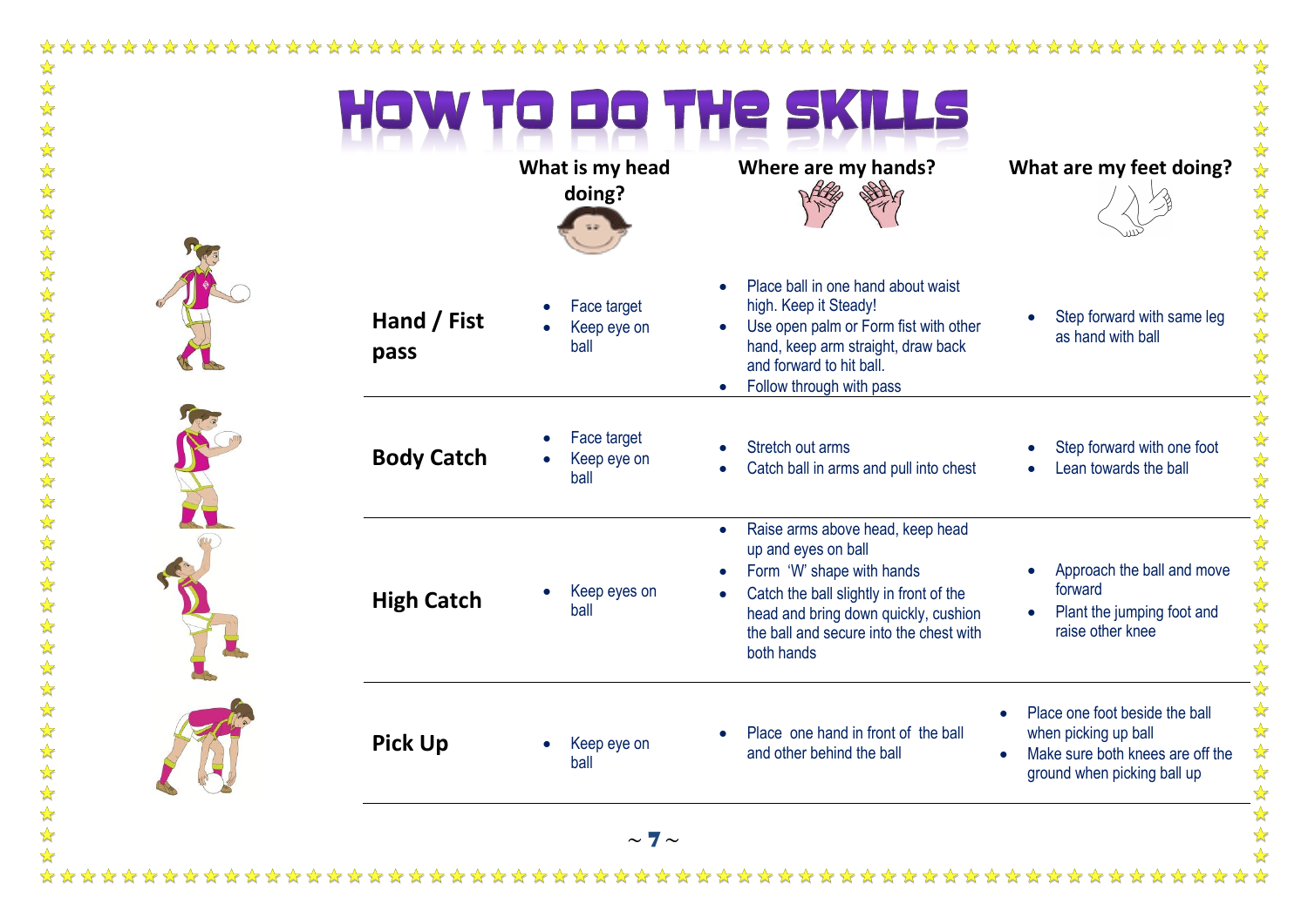# HOW TO DO THE SKILLS

| | What is my head doing? | Where are my hands? | What are my feet doing? |
|---|---|---|---|
| **Hand / Fist pass** | • Face target<br>• Keep eye on ball | • Place ball in one hand about waist high. Keep it Steady!<br>• Use open palm or Form fist with other hand, keep arm straight, draw back and forward to hit ball.<br>• Follow through with pass | • Step forward with same leg as hand with ball |
| **Body Catch** | • Face target<br>• Keep eye on ball | • Stretch out arms<br>• Catch ball in arms and pull into chest | • Step forward with one foot<br>• Lean towards the ball |
| **High Catch** | • Keep eyes on ball | • Raise arms above head, keep head up and eyes on ball<br>• Form 'W' shape with hands<br>• Catch the ball slightly in front of the head and bring down quickly, cushion the ball and secure into the chest with both hands | • Approach the ball and move forward<br>• Plant the jumping foot and raise other knee |
| **Pick Up** | • Keep eye on ball | • Place one hand in front of the ball and other behind the ball | • Place one foot beside the ball when picking up ball<br>• Make sure both knees are off the ground when picking ball up |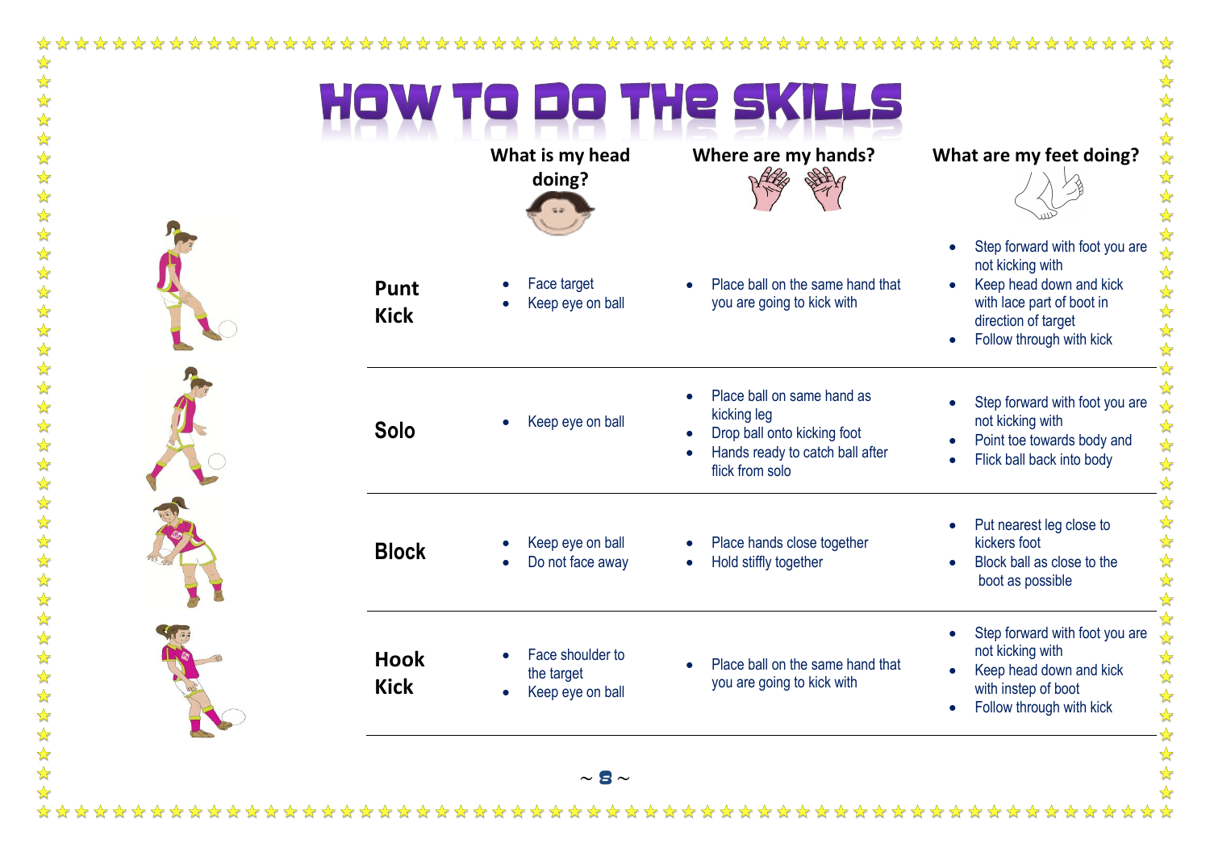# HOW TO DO THE SKILLS

| | What is my head doing? | Where are my hands? | What are my feet doing? |
|---|---|---|---|
| **Punt Kick** | • Face target<br>• Keep eye on ball | • Place ball on the same hand that you are going to kick with | • Step forward with foot you are not kicking with<br>• Keep head down and kick with lace part of boot in direction of target<br>• Follow through with kick |
| **Solo** | • Keep eye on ball | • Place ball on same hand as kicking leg<br>• Drop ball onto kicking foot<br>• Hands ready to catch ball after flick from solo | • Step forward with foot you are not kicking with<br>• Point toe towards body and<br>• Flick ball back into body |
| **Block** | • Keep eye on ball<br>• Do not face away | • Place hands close together<br>• Hold stiffly together | • Put nearest leg close to kickers foot<br>• Block ball as close to the boot as possible |
| **Hook Kick** | • Face shoulder to the target<br>• Keep eye on ball | • Place ball on the same hand that you are going to kick with | • Step forward with foot you are not kicking with<br>• Keep head down and kick with instep of boot<br>• Follow through with kick |